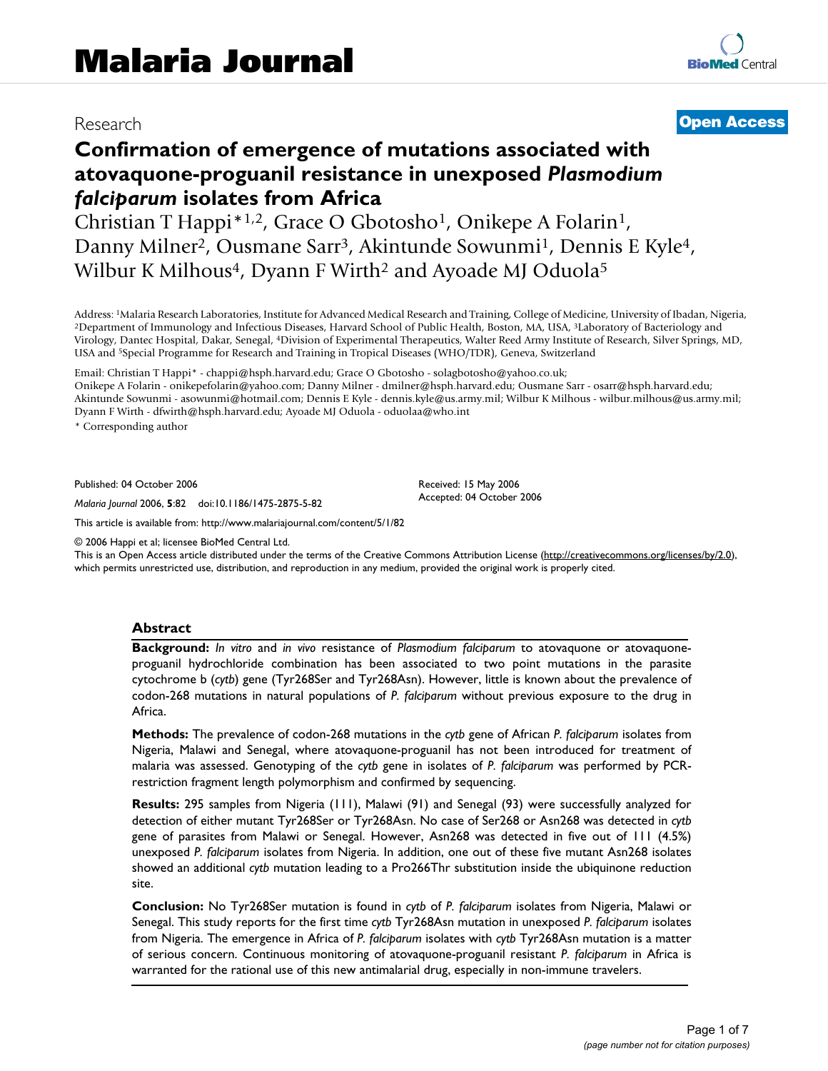Research

**Open Access**

# Confirmation of emergence of mutations associated with atovaquone-proguanil resistance in unexposed *Plasmodium falciparum* isolates from Africa

Christian T Happi*[1,2], Grace O Gbotosho[1], Onikepe A Folarin[1], Danny Milner[2], Ousmane Sarr[3], Akintunde Sowunmi[1], Dennis E Kyle[4], Wilbur K Milhous[4], Dyann F Wirth[2] and Ayoade MJ Oduola[5]

Address: [1]Malaria Research Laboratories, Institute for Advanced Medical Research and Training, College of Medicine, University of Ibadan, Nigeria, [2]Department of Immunology and Infectious Diseases, Harvard School of Public Health, Boston, MA, USA, [3]Laboratory of Bacteriology and Virology, Dantec Hospital, Dakar, Senegal, [4]Division of Experimental Therapeutics, Walter Reed Army Institute of Research, Silver Springs, MD, USA and [5]Special Programme for Research and Training in Tropical Diseases (WHO/TDR), Geneva, Switzerland

Email: Christian T Happi* - chappi@hsph.harvard.edu; Grace O Gbotosho - solagbotosho@yahoo.co.uk; Onikepe A Folarin - onikepefolarin@yahoo.com; Danny Milner - dmilner@hsph.harvard.edu; Ousmane Sarr - osarr@hsph.harvard.edu; Akintunde Sowunmi - asowunmi@hotmail.com; Dennis E Kyle - dennis.kyle@us.army.mil; Wilbur K Milhous - wilbur.milhous@us.army.mil; Dyann F Wirth - dfwirth@hsph.harvard.edu; Ayoade MJ Oduola - oduolaa@who.int

* Corresponding author

Published: 04 October 2006

*Malaria Journal* 2006, **5**:82 doi:10.1186/1475-2875-5-82

Received: 15 May 2006
Accepted: 04 October 2006

This article is available from: http://www.malariajournal.com/content/5/1/82

© 2006 Happi et al; licensee BioMed Central Ltd.
This is an Open Access article distributed under the terms of the Creative Commons Attribution License (http://creativecommons.org/licenses/by/2.0), which permits unrestricted use, distribution, and reproduction in any medium, provided the original work is properly cited.

## Abstract

**Background:** *In vitro* and *in vivo* resistance of *Plasmodium falciparum* to atovaquone or atovaquone-proguanil hydrochloride combination has been associated to two point mutations in the parasite cytochrome b (*cytb*) gene (Tyr268Ser and Tyr268Asn). However, little is known about the prevalence of codon-268 mutations in natural populations of *P. falciparum* without previous exposure to the drug in Africa.

**Methods:** The prevalence of codon-268 mutations in the *cytb* gene of African *P. falciparum* isolates from Nigeria, Malawi and Senegal, where atovaquone-proguanil has not been introduced for treatment of malaria was assessed. Genotyping of the *cytb* gene in isolates of *P. falciparum* was performed by PCR-restriction fragment length polymorphism and confirmed by sequencing.

**Results:** 295 samples from Nigeria (111), Malawi (91) and Senegal (93) were successfully analyzed for detection of either mutant Tyr268Ser or Tyr268Asn. No case of Ser268 or Asn268 was detected in *cytb* gene of parasites from Malawi or Senegal. However, Asn268 was detected in five out of 111 (4.5%) unexposed *P. falciparum* isolates from Nigeria. In addition, one out of these five mutant Asn268 isolates showed an additional *cytb* mutation leading to a Pro266Thr substitution inside the ubiquinone reduction site.

**Conclusion:** No Tyr268Ser mutation is found in *cytb* of *P. falciparum* isolates from Nigeria, Malawi or Senegal. This study reports for the first time *cytb* Tyr268Asn mutation in unexposed *P. falciparum* isolates from Nigeria. The emergence in Africa of *P. falciparum* isolates with *cytb* Tyr268Asn mutation is a matter of serious concern. Continuous monitoring of atovaquone-proguanil resistant *P. falciparum* in Africa is warranted for the rational use of this new antimalarial drug, especially in non-immune travelers.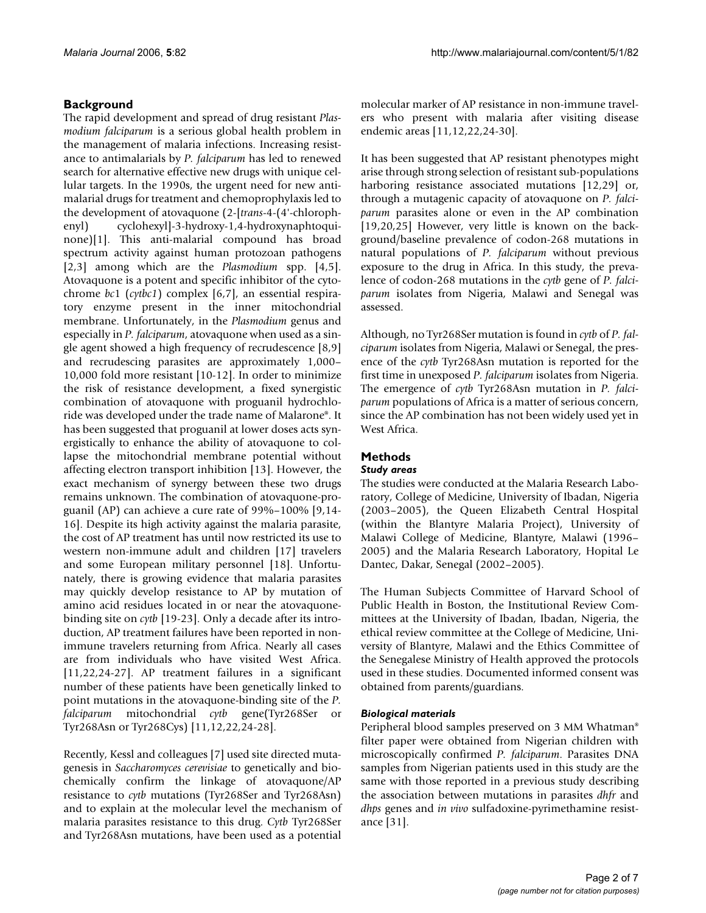## Background

The rapid development and spread of drug resistant *Plasmodium falciparum* is a serious global health problem in the management of malaria infections. Increasing resistance to antimalarials by *P. falciparum* has led to renewed search for alternative effective new drugs with unique cellular targets. In the 1990s, the urgent need for new antimalarial drugs for treatment and chemoprophylaxis led to the development of atovaquone (2-[*trans*-4-(4'-chlorophenyl) cyclohexyl]-3-hydroxy-1,4-hydroxynaphtoquinone)[1]. This anti-malarial compound has broad spectrum activity against human protozoan pathogens [2,3] among which are the *Plasmodium* spp. [4,5]. Atovaquone is a potent and specific inhibitor of the cytochrome *bc*1 (*cytbc1*) complex [6,7], an essential respiratory enzyme present in the inner mitochondrial membrane. Unfortunately, in the *Plasmodium* genus and especially in *P. falciparum*, atovaquone when used as a single agent showed a high frequency of recrudescence [8,9] and recrudescing parasites are approximately 1,000–10,000 fold more resistant [10-12]. In order to minimize the risk of resistance development, a fixed synergistic combination of atovaquone with proguanil hydrochloride was developed under the trade name of Malarone®. It has been suggested that proguanil at lower doses acts synergistically to enhance the ability of atovaquone to collapse the mitochondrial membrane potential without affecting electron transport inhibition [13]. However, the exact mechanism of synergy between these two drugs remains unknown. The combination of atovaquone-proguanil (AP) can achieve a cure rate of 99%–100% [9,14-16]. Despite its high activity against the malaria parasite, the cost of AP treatment has until now restricted its use to western non-immune adult and children [17] travelers and some European military personnel [18]. Unfortunately, there is growing evidence that malaria parasites may quickly develop resistance to AP by mutation of amino acid residues located in or near the atovaquone-binding site on *cytb* [19-23]. Only a decade after its introduction, AP treatment failures have been reported in non-immune travelers returning from Africa. Nearly all cases are from individuals who have visited West Africa. [11,22,24-27]. AP treatment failures in a significant number of these patients have been genetically linked to point mutations in the atovaquone-binding site of the *P. falciparum* mitochondrial *cytb* gene(Tyr268Ser or Tyr268Asn or Tyr268Cys) [11,12,22,24-28].

Recently, Kessl and colleagues [7] used site directed mutagenesis in *Saccharomyces cerevisiae* to genetically and biochemically confirm the linkage of atovaquone/AP resistance to *cytb* mutations (Tyr268Ser and Tyr268Asn) and to explain at the molecular level the mechanism of malaria parasites resistance to this drug. *Cytb* Tyr268Ser and Tyr268Asn mutations, have been used as a potential molecular marker of AP resistance in non-immune travelers who present with malaria after visiting disease endemic areas [11,12,22,24-30].

It has been suggested that AP resistant phenotypes might arise through strong selection of resistant sub-populations harboring resistance associated mutations [12,29] or, through a mutagenic capacity of atovaquone on *P. falciparum* parasites alone or even in the AP combination [19,20,25] However, very little is known on the background/baseline prevalence of codon-268 mutations in natural populations of *P. falciparum* without previous exposure to the drug in Africa. In this study, the prevalence of codon-268 mutations in the *cytb* gene of *P. falciparum* isolates from Nigeria, Malawi and Senegal was assessed.

Although, no Tyr268Ser mutation is found in *cytb* of *P. falciparum* isolates from Nigeria, Malawi or Senegal, the presence of the *cytb* Tyr268Asn mutation is reported for the first time in unexposed *P. falciparum* isolates from Nigeria. The emergence of *cytb* Tyr268Asn mutation in *P. falciparum* populations of Africa is a matter of serious concern, since the AP combination has not been widely used yet in West Africa.

## Methods

### Study areas

The studies were conducted at the Malaria Research Laboratory, College of Medicine, University of Ibadan, Nigeria (2003–2005), the Queen Elizabeth Central Hospital (within the Blantyre Malaria Project), University of Malawi College of Medicine, Blantyre, Malawi (1996–2005) and the Malaria Research Laboratory, Hopital Le Dantec, Dakar, Senegal (2002–2005).

The Human Subjects Committee of Harvard School of Public Health in Boston, the Institutional Review Committees at the University of Ibadan, Ibadan, Nigeria, the ethical review committee at the College of Medicine, University of Blantyre, Malawi and the Ethics Committee of the Senegalese Ministry of Health approved the protocols used in these studies. Documented informed consent was obtained from parents/guardians.

### Biological materials

Peripheral blood samples preserved on 3 MM Whatman® filter paper were obtained from Nigerian children with microscopically confirmed *P. falciparum*. Parasites DNA samples from Nigerian patients used in this study are the same with those reported in a previous study describing the association between mutations in parasites *dhfr* and *dhps* genes and *in vivo* sulfadoxine-pyrimethamine resistance [31].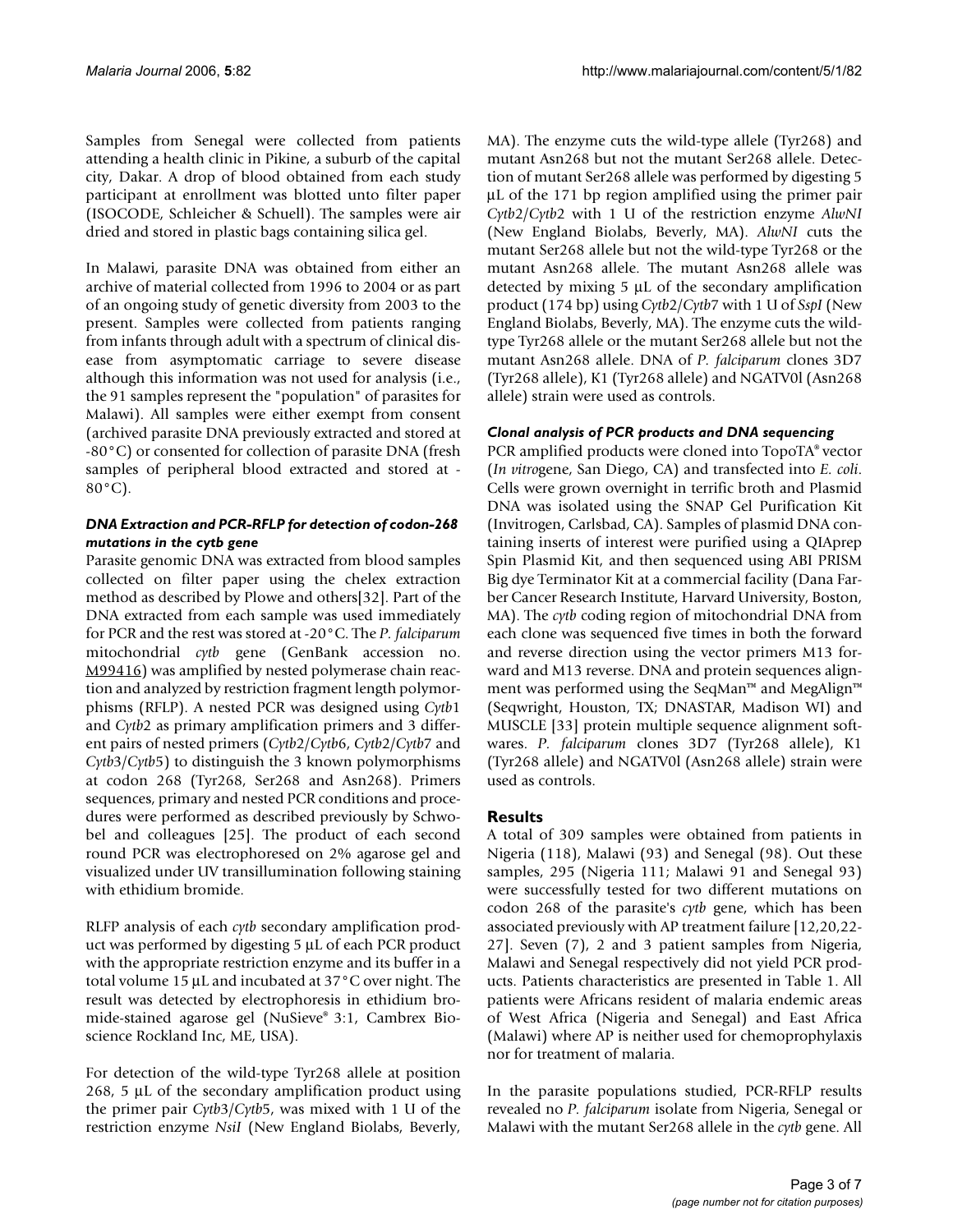Samples from Senegal were collected from patients attending a health clinic in Pikine, a suburb of the capital city, Dakar. A drop of blood obtained from each study participant at enrollment was blotted unto filter paper (ISOCODE, Schleicher & Schuell). The samples were air dried and stored in plastic bags containing silica gel.

In Malawi, parasite DNA was obtained from either an archive of material collected from 1996 to 2004 or as part of an ongoing study of genetic diversity from 2003 to the present. Samples were collected from patients ranging from infants through adult with a spectrum of clinical disease from asymptomatic carriage to severe disease although this information was not used for analysis (i.e., the 91 samples represent the "population" of parasites for Malawi). All samples were either exempt from consent (archived parasite DNA previously extracted and stored at -80°C) or consented for collection of parasite DNA (fresh samples of peripheral blood extracted and stored at -80°C).

### *DNA Extraction and PCR-RFLP for detection of codon-268 mutations in the cytb gene*

Parasite genomic DNA was extracted from blood samples collected on filter paper using the chelex extraction method as described by Plowe and others[32]. Part of the DNA extracted from each sample was used immediately for PCR and the rest was stored at -20°C. The *P. falciparum* mitochondrial *cytb* gene (GenBank accession no. M99416) was amplified by nested polymerase chain reaction and analyzed by restriction fragment length polymorphisms (RFLP). A nested PCR was designed using *Cytb*1 and *Cytb*2 as primary amplification primers and 3 different pairs of nested primers (*Cytb*2/*Cytb*6, *Cytb*2/*Cytb*7 and *Cytb*3/*Cytb*5) to distinguish the 3 known polymorphisms at codon 268 (Tyr268, Ser268 and Asn268). Primers sequences, primary and nested PCR conditions and procedures were performed as described previously by Schwobel and colleagues [25]. The product of each second round PCR was electrophoresed on 2% agarose gel and visualized under UV transillumination following staining with ethidium bromide.

RLFP analysis of each *cytb* secondary amplification product was performed by digesting 5 µL of each PCR product with the appropriate restriction enzyme and its buffer in a total volume 15 µL and incubated at 37°C over night. The result was detected by electrophoresis in ethidium bromide-stained agarose gel (NuSieve® 3:1, Cambrex Bioscience Rockland Inc, ME, USA).

For detection of the wild-type Tyr268 allele at position 268, 5 µL of the secondary amplification product using the primer pair *Cytb*3/*Cytb*5, was mixed with 1 U of the restriction enzyme *NsiI* (New England Biolabs, Beverly, MA). The enzyme cuts the wild-type allele (Tyr268) and mutant Asn268 but not the mutant Ser268 allele. Detection of mutant Ser268 allele was performed by digesting 5 µL of the 171 bp region amplified using the primer pair *Cytb*2/*Cytb*2 with 1 U of the restriction enzyme *AlwNI* (New England Biolabs, Beverly, MA). *AlwNI* cuts the mutant Ser268 allele but not the wild-type Tyr268 or the mutant Asn268 allele. The mutant Asn268 allele was detected by mixing 5 µL of the secondary amplification product (174 bp) using *Cytb*2/*Cytb*7 with 1 U of *SspI* (New England Biolabs, Beverly, MA). The enzyme cuts the wild-type Tyr268 allele or the mutant Ser268 allele but not the mutant Asn268 allele. DNA of *P. falciparum* clones 3D7 (Tyr268 allele), K1 (Tyr268 allele) and NGATV0l (Asn268 allele) strain were used as controls.

### *Clonal analysis of PCR products and DNA sequencing*

PCR amplified products were cloned into TopoTA® vector (*In vitro*gene, San Diego, CA) and transfected into *E. coli*. Cells were grown overnight in terrific broth and Plasmid DNA was isolated using the SNAP Gel Purification Kit (Invitrogen, Carlsbad, CA). Samples of plasmid DNA containing inserts of interest were purified using a QIAprep Spin Plasmid Kit, and then sequenced using ABI PRISM Big dye Terminator Kit at a commercial facility (Dana Farber Cancer Research Institute, Harvard University, Boston, MA). The *cytb* coding region of mitochondrial DNA from each clone was sequenced five times in both the forward and reverse direction using the vector primers M13 forward and M13 reverse. DNA and protein sequences alignment was performed using the SeqMan™ and MegAlign™ (Seqwright, Houston, TX; DNASTAR, Madison WI) and MUSCLE [33] protein multiple sequence alignment softwares. *P. falciparum* clones 3D7 (Tyr268 allele), K1 (Tyr268 allele) and NGATV0l (Asn268 allele) strain were used as controls.

## Results

A total of 309 samples were obtained from patients in Nigeria (118), Malawi (93) and Senegal (98). Out these samples, 295 (Nigeria 111; Malawi 91 and Senegal 93) were successfully tested for two different mutations on codon 268 of the parasite's *cytb* gene, which has been associated previously with AP treatment failure [12,20,22-27]. Seven (7), 2 and 3 patient samples from Nigeria, Malawi and Senegal respectively did not yield PCR products. Patients characteristics are presented in Table 1. All patients were Africans resident of malaria endemic areas of West Africa (Nigeria and Senegal) and East Africa (Malawi) where AP is neither used for chemoprophylaxis nor for treatment of malaria.

In the parasite populations studied, PCR-RFLP results revealed no *P. falciparum* isolate from Nigeria, Senegal or Malawi with the mutant Ser268 allele in the *cytb* gene. All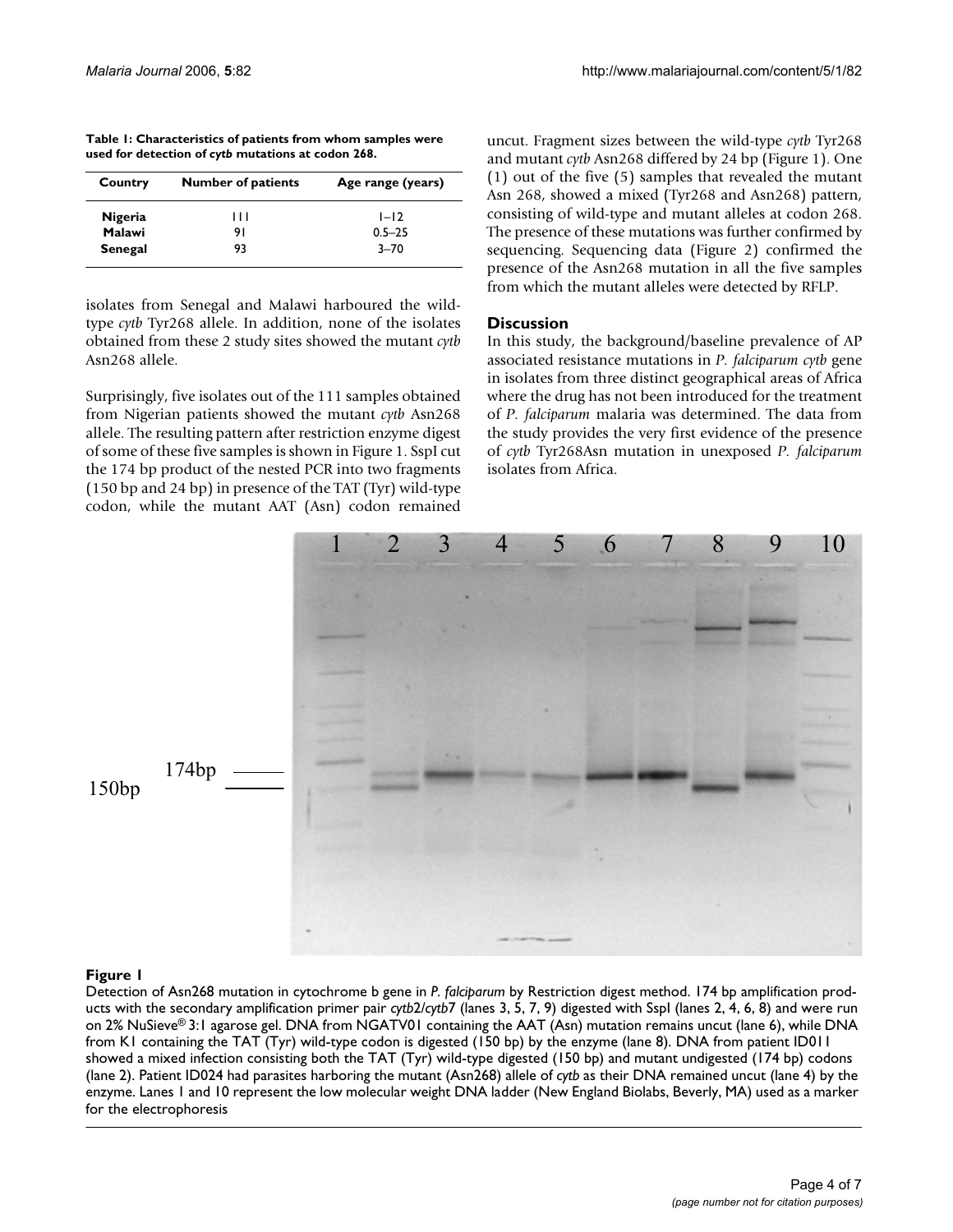**Table 1: Characteristics of patients from whom samples were used for detection of *cytb* mutations at codon 268.**

| Country | Number of patients | Age range (years) |
| --- | --- | --- |
| **Nigeria** | 111 | 1–12 |
| **Malawi** | 91 | 0.5–25 |
| **Senegal** | 93 | 3–70 |

isolates from Senegal and Malawi harboured the wild-type *cytb* Tyr268 allele. In addition, none of the isolates obtained from these 2 study sites showed the mutant *cytb* Asn268 allele.

Surprisingly, five isolates out of the 111 samples obtained from Nigerian patients showed the mutant *cytb* Asn268 allele. The resulting pattern after restriction enzyme digest of some of these five samples is shown in Figure 1. SspI cut the 174 bp product of the nested PCR into two fragments (150 bp and 24 bp) in presence of the TAT (Tyr) wild-type codon, while the mutant AAT (Asn) codon remained uncut. Fragment sizes between the wild-type *cytb* Tyr268 and mutant *cytb* Asn268 differed by 24 bp (Figure 1). One (1) out of the five (5) samples that revealed the mutant Asn 268, showed a mixed (Tyr268 and Asn268) pattern, consisting of wild-type and mutant alleles at codon 268. The presence of these mutations was further confirmed by sequencing. Sequencing data (Figure 2) confirmed the presence of the Asn268 mutation in all the five samples from which the mutant alleles were detected by RFLP.

## Discussion

In this study, the background/baseline prevalence of AP associated resistance mutations in *P. falciparum cytb* gene in isolates from three distinct geographical areas of Africa where the drug has not been introduced for the treatment of *P. falciparum* malaria was determined. The data from the study provides the very first evidence of the presence of *cytb* Tyr268Asn mutation in unexposed *P. falciparum* isolates from Africa.

**Figure 1**

Detection of Asn268 mutation in cytochrome b gene in *P. falciparum* by Restriction digest method. 174 bp amplification products with the secondary amplification primer pair *cytb*2/*cytb*7 (lanes 3, 5, 7, 9) digested with SspI (lanes 2, 4, 6, 8) and were run on 2% NuSieve® 3:1 agarose gel. DNA from NGATV01 containing the AAT (Asn) mutation remains uncut (lane 6), while DNA from K1 containing the TAT (Tyr) wild-type codon is digested (150 bp) by the enzyme (lane 8). DNA from patient ID011 showed a mixed infection consisting both the TAT (Tyr) wild-type digested (150 bp) and mutant undigested (174 bp) codons (lane 2). Patient ID024 had parasites harboring the mutant (Asn268) allele of *cytb* as their DNA remained uncut (lane 4) by the enzyme. Lanes 1 and 10 represent the low molecular weight DNA ladder (New England Biolabs, Beverly, MA) used as a marker for the electrophoresis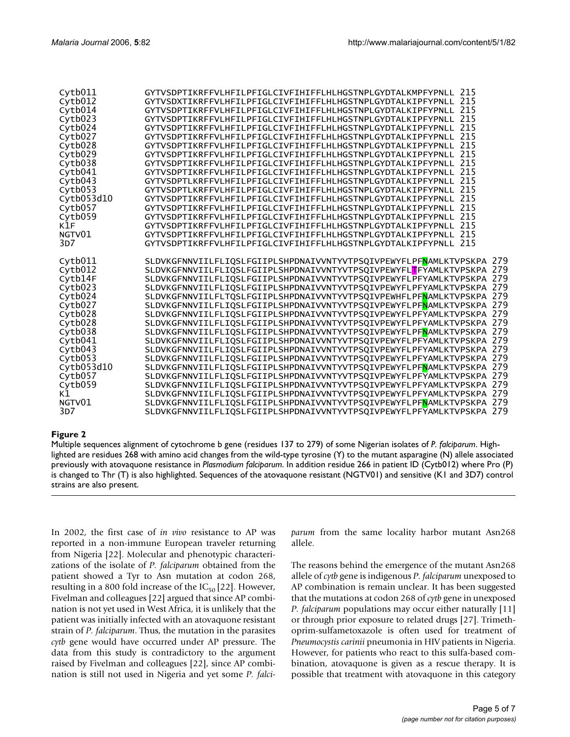```
Cytb011       GYTVSDPTIKRFFVLHFILPFIGLCIVFIHIFFLHLHGSTNPLGYDTALKMPFYPNLL 215
Cytb012       GYTVSDXTIKRFFVLHFILPFIGLCIVFIHIFFLHLHGSTNPLGYDTALKIPFYPNLL 215
Cytb014       GYTVSDPTIKRFFVLHFILPFIGLCIVFIHIFFLHLHGSTNPLGYDTALKIPFYPNLL 215
Cytb023       GYTVSDPTIKRFFVLHFILPFIGLCIVFIHIFFLHLHGSTNPLGYDTALKIPFYPNLL 215
Cytb024       GYTVSDPTIKRFFVLHFILPFIGLCIVFIHIFFLHLHGSTNPLGYDTALKIPFYPNLL 215
Cytb027       GYTVSDPTIKRFFVLHFILPFIGLCIVFIHIFFLHLHGSTNPLGYDTALKIPFYPNLL 215
Cytb028       GYTVSDPTIKRFFVLHFILPFIGLCIVFIHIFFLHLHGSTNPLGYDTALKIPFYPNLL 215
Cytb029       GYTVSDPTIKRFFVLHFILPFIGLCIVFIHIFFLHLHGSTNPLGYDTALKIPFYPNLL 215
Cytb038       GYTVSDPTIKRFFVLHFILPFIGLCIVFIHIFFLHLHGSTNPLGYDTALKIPFYPNLL 215
Cytb041       GYTVSDPTIKRFFVLHFILPFIGLCIVFIHIFFLHLHGSTNPLGYDTALKIPFYPNLL 215
Cytb043       GYTVSDPTLKRFFVLHFILPFIGLCIVFIHIFFLHLHGSTNPLGYDTALKIPFYPNLL 215
Cytb053       GYTVSDPTLKRFFVLHFILPFIGLCIVFIHIFFLHLHGSTNPLGYDTALKIPFYPNLL 215
Cytb053d10    GYTVSDPTIKRFFVLHFILPFIGLCIVFIHIFFLHLHGSTNPLGYDTALKIPFYPNLL 215
Cytb057       GYTVSDPTIKRFFVLHFILPFIGLCIVFIHIFFLHLHGSTNPLGYDTALKIPFYPNLL 215
Cytb059       GYTVSDPTIKRFFVLHFILPFIGLCIVFIHIFFLHLHGSTNPLGYDTALKIPFYPNLL 215
K1F           GYTVSDPTIKRFFVLHFILPFIGLCIVFIHIFFLHLHGSTNPLGYDTALKIPFYPNLL 215
NGTV01        GYTVSDPTIKRFFVLHFILPFIGLCIVFIHIFFLHLHGSTNPLGYDTALKIPFYPNLL 215
3D7           GYTVSDPTIKRFFVLHFILPFIGLCIVFIHIFFLHLHGSTNPLGYDTALKIPFYPNLL 215

Cytb011       SLDVKGFNNVIILFLIQSLFGIIPLSHPDNAIVVNTYVTPSQIVPEWYFLPFNAMLKTVPSKPA 279
Cytb012       SLDVKGFNNVIILFLIQSLFGIIPLSHPDNAIVVNTYVTPSQIVPEWYFLTFYAMLKTVPSKPA 279
Cytb14F       SLDVKGFNNVIILFLIQSLFGIIPLSHPDNAIVVNTYVTPSQIVPEWYFLPFYAMLKTVPSKPA 279
Cytb023       SLDVKGFNNVIILFLIQSLFGIIPLSHPDNAIVVNTYVTPSQIVPEWYFLPFYAMLKTVPSKPA 279
Cytb024       SLDVKGFNNVIILFLTQSLFGIIPLSHPDNAIVVNTYVTPSQIVPEWHFLPFNAMLKTVPSKPA 279
Cytb027       SLDVKGFNNVIILFLIQSLFGIIPLSHPDNAIVVNTYVTPSQIVPEWYFLPFNAMLKTVPSKPA 279
Cytb028       SLDVKGFNNVIILFLIQSLFGIIPLSHPDNAIVVNTYVTPSQIVPEWYFLPFYAMLKTVPSKPA 279
Cytb028       SLDVKGFNNVIILFLIQSLFGIIPLSHPDNAIVVNTYVTPSQIVPEWYFLPFYAMLKTVPSKPA 279
Cytb038       SLDVKGFNNVIILFLIQSLFGIIPLSHPDNAIVVNTYVTPSQIVPEWYFLPFNAMLKTVPSKPA 279
Cytb041       SLDVKGFNNVIILFLIQSLFGIIPLSHPDNAIVVNTYVTPSQIVPEWYFLPFYAMLKTVPSKPA 279
Cytb043       SLDVKGFNNVIILFLIQSLFGIIPLSHPDNAIVVNTYVTPSQIVPEWYFLPFYAMLKTVPSKPA 279
Cytb053       SLDVKGFNNVIILFLIQSLFGIIPLSHPDNAIVVNTYVTPSQIVPEWYFLPFYAMLKTVPSKPA 279
Cytb053d10    SLDVKGFNNVIILFLIQSLFGIIPLSHPDNAIVVNTYVTPSQIVPEWYFLPFNAMLKTVPSKPA 279
Cytb057       SLDVKGFNNVIILFLIQSLFGIIPLSHPDNAIVVNTYVTPSQIVPEWYFLPFYAMLKTVPSKPA 279
Cytb059       SLDVKGFNNVIILFLIQSLFGIIPLSHPDNAIVVNTYVTPSQIVPEWYFLPFYAMLKTVPSKPA 279
K1            SLDVKGFNNVIILFLIQSLFGIIPLSHPDNAIVVNTYVTPSQIVPEWYFLPFYAMLKTVPSKPA 279
NGTV01        SLDVKGFNNVIILFLIQSLFGIIPLSHPDNAIVVNTYVTPSQIVPEWYFLPFNAMLKTVPSKPA 279
3D7           SLDVKGFNNVIILFLIQSLFGIIPLSHPDNAIVVNTYVTPSQIVPEWYFLPFYAMLKTVPSKPA 279
```

**Figure 2**

Multiple sequences alignment of cytochrome b gene (residues 137 to 279) of some Nigerian isolates of *P. falciparum*. Highlighted are residues 268 with amino acid changes from the wild-type tyrosine (Y) to the mutant asparagine (N) allele associated previously with atovaquone resistance in *Plasmodium falciparum*. In addition residue 266 in patient ID (Cytb012) where Pro (P) is changed to Thr (T) is also highlighted. Sequences of the atovaquone resistant (NGTV01) and sensitive (K1 and 3D7) control strains are also present.

In 2002, the first case of *in vivo* resistance to AP was reported in a non-immune European traveler returning from Nigeria [22]. Molecular and phenotypic characterizations of the isolate of *P. falciparum* obtained from the patient showed a Tyr to Asn mutation at codon 268, resulting in a 800 fold increase of the $IC_{50}$ [22]. However, Fivelman and colleagues [22] argued that since AP combination is not yet used in West Africa, it is unlikely that the patient was initially infected with an atovaquone resistant strain of *P. falciparum*. Thus, the mutation in the parasites *cytb* gene would have occurred under AP pressure. The data from this study is contradictory to the argument raised by Fivelman and colleagues [22], since AP combination is still not used in Nigeria and yet some *P. falciparum* from the same locality harbor mutant Asn268 allele.

The reasons behind the emergence of the mutant Asn268 allele of *cytb* gene is indigenous *P. falciparum* unexposed to AP combination is remain unclear. It has been suggested that the mutations at codon 268 of *cytb* gene in unexposed *P. falciparum* populations may occur either naturally [11] or through prior exposure to related drugs [27]. Trimethoprim-sulfametoxazole is often used for treatment of *Pneumocystis carinii* pneumonia in HIV patients in Nigeria. However, for patients who react to this sulfa-based combination, atovaquone is given as a rescue therapy. It is possible that treatment with atovaquone in this category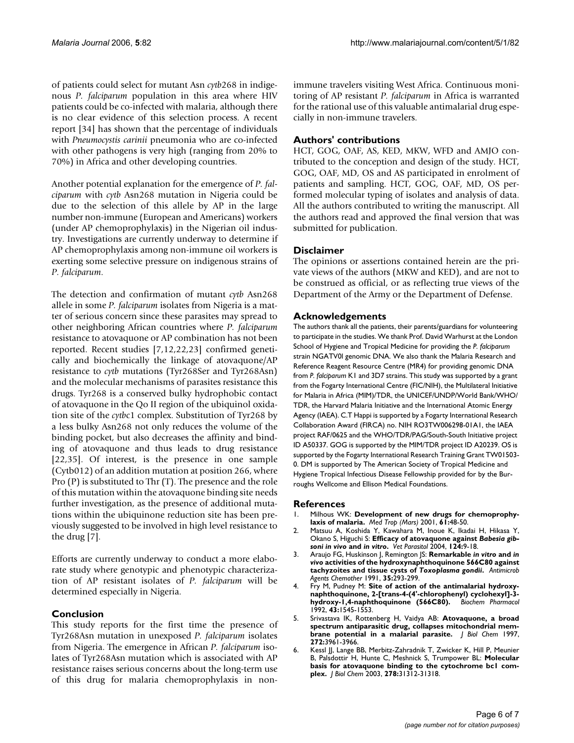of patients could select for mutant Asn *cytb*268 in indigenous *P. falciparum* population in this area where HIV patients could be co-infected with malaria, although there is no clear evidence of this selection process. A recent report [34] has shown that the percentage of individuals with *Pneumocystis carinii* pneumonia who are co-infected with other pathogens is very high (ranging from 20% to 70%) in Africa and other developing countries.

Another potential explanation for the emergence of *P. falciparum* with *cytb* Asn268 mutation in Nigeria could be due to the selection of this allele by AP in the large number non-immune (European and Americans) workers (under AP chemoprophylaxis) in the Nigerian oil industry. Investigations are currently underway to determine if AP chemoprophylaxis among non-immune oil workers is exerting some selective pressure on indigenous strains of *P. falciparum*.

The detection and confirmation of mutant *cytb* Asn268 allele in some *P. falciparum* isolates from Nigeria is a matter of serious concern since these parasites may spread to other neighboring African countries where *P. falciparum* resistance to atovaquone or AP combination has not been reported. Recent studies [7,12,22,23] confirmed genetically and biochemically the linkage of atovaquone/AP resistance to *cytb* mutations (Tyr268Ser and Tyr268Asn) and the molecular mechanisms of parasites resistance this drugs. Tyr268 is a conserved bulky hydrophobic contact of atovaquone in the Qo II region of the ubiquinol oxidation site of the *cytb*c1 complex. Substitution of Tyr268 by a less bulky Asn268 not only reduces the volume of the binding pocket, but also decreases the affinity and binding of atovaquone and thus leads to drug resistance [22,35]. Of interest, is the presence in one sample (Cytb012) of an addition mutation at position 266, where Pro (P) is substituted to Thr (T). The presence and the role of this mutation within the atovaquone binding site needs further investigation, as the presence of additional mutations within the ubiquinone reduction site has been previously suggested to be involved in high level resistance to the drug [7].

Efforts are currently underway to conduct a more elaborate study where genotypic and phenotypic characterization of AP resistant isolates of *P. falciparum* will be determined especially in Nigeria.

## Conclusion

This study reports for the first time the presence of Tyr268Asn mutation in unexposed *P. falciparum* isolates from Nigeria. The emergence in African *P. falciparum* isolates of Tyr268Asn mutation which is associated with AP resistance raises serious concerns about the long-term use of this drug for malaria chemoprophylaxis in non-immune travelers visiting West Africa. Continuous monitoring of AP resistant *P. falciparum* in Africa is warranted for the rational use of this valuable antimalarial drug especially in non-immune travelers.

## Authors' contributions

HCT, GOG, OAF, AS, KED, MKW, WFD and AMJO contributed to the conception and design of the study. HCT, GOG, OAF, MD, OS and AS participated in enrolment of patients and sampling. HCT, GOG, OAF, MD, OS performed molecular typing of isolates and analysis of data. All the authors contributed to writing the manuscript. All the authors read and approved the final version that was submitted for publication.

## Disclaimer

The opinions or assertions contained herein are the private views of the authors (MKW and KED), and are not to be construed as official, or as reflecting true views of the Department of the Army or the Department of Defense.

## Acknowledgements

The authors thank all the patients, their parents/guardians for volunteering to participate in the studies. We thank Prof. David Warhurst at the London School of Hygiene and Tropical Medicine for providing the *P. falciparum* strain NGATV0l genomic DNA. We also thank the Malaria Research and Reference Reagent Resource Centre (MR4) for providing genomic DNA from *P. falciparum* K1 and 3D7 strains. This study was supported by a grant from the Fogarty International Centre (FIC/NIH), the Multilateral Initiative for Malaria in Africa (MIM)/TDR, the UNICEF/UNDP/World Bank/WHO/TDR, the Harvard Malaria Initiative and the International Atomic Energy Agency (IAEA). C.T Happi is supported by a Fogarty International Research Collaboration Award (FIRCA) no. NIH RO3TW006298-01A1, the IAEA project RAF/0625 and the WHO/TDR/PAG/South-South Initiative project ID A50337. GOG is supported by the MIM/TDR project ID A20239. OS is supported by the Fogarty International Research Training Grant TW01503-0. DM is supported by The American Society of Tropical Medicine and Hygiene Tropical Infectious Disease Fellowship provided for by the Burroughs Wellcome and Ellison Medical Foundations.

## References

1. Milhous WK: **Development of new drugs for chemoprophylaxis of malaria.** *Med Trop (Mars)* 2001, **61:**48-50.
2. Matsuu A, Koshida Y, Kawahara M, Inoue K, Ikadai H, Hikasa Y, Okano S, Higuchi S: **Efficacy of atovaquone against *Babesia gibsoni in vivo* and *in vitro*.** *Vet Parasitol* 2004, **124:**9-18.
3. Araujo FG, Huskinson J, Remington JS: **Remarkable *in vitro* and *in vivo* activities of the hydroxynaphthoquinone 566C80 against tachyzoites and tissue cysts of *Toxoplasma gondii*.** *Antimicrob Agents Chemother* 1991, **35:**293-299.
4. Fry M, Pudney M: **Site of action of the antimalarial hydroxynaphthoquinone, 2-[trans-4-(4'-chlorophenyl) cyclohexyl]-3-hydroxy-1,4-naphthoquinone (566C80).** *Biochem Pharmacol* 1992, **43:**1545-1553.
5. Srivastava IK, Rottenberg H, Vaidya AB: **Atovaquone, a broad spectrum antiparasitic drug, collapses mitochondrial membrane potential in a malarial parasite.** *J Biol Chem* 1997, **272:**3961-3966.
6. Kessl JJ, Lange BB, Merbitz-Zahradnik T, Zwicker K, Hill P, Meunier B, Palsdottir H, Hunte C, Meshnick S, Trumpower BL: **Molecular basis for atovaquone binding to the cytochrome bc1 complex.** *J Biol Chem* 2003, **278:**31312-31318.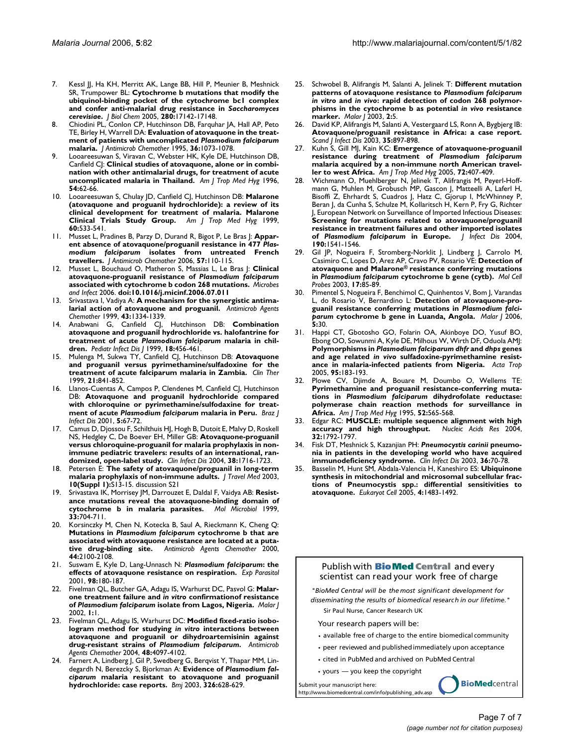7. Kessl JJ, Ha KH, Merritt AK, Lange BB, Hill P, Meunier B, Meshnick SR, Trumpower BL: **Cytochrome b mutations that modify the ubiquinol-binding pocket of the cytochrome bc1 complex and confer anti-malarial drug resistance in *Saccharomyces cerevisiae*.** *J Biol Chem* 2005, **280:**17142-17148.
8. Chiodini PL, Conlon CP, Hutchinson DB, Farquhar JA, Hall AP, Peto TE, Birley H, Warrell DA: **Evaluation of atovaquone in the treatment of patients with uncomplicated *Plasmodium falciparum* malaria.** *J Antimicrob Chemother* 1995, **36:**1073-1078.
9. Looareesuwan S, Viravan C, Webster HK, Kyle DE, Hutchinson DB, Canfield CJ: **Clinical studies of atovaquone, alone or in combination with other antimalarial drugs, for treatment of acute uncomplicated malaria in Thailand.** *Am J Trop Med Hyg* 1996, **54:**62-66.
10. Looareesuwan S, Chulay JD, Canfield CJ, Hutchinson DB: **Malarone (atovaquone and proguanil hydrochloride): a review of its clinical development for treatment of malaria. Malarone Clinical Trials Study Group.** *Am J Trop Med Hyg* 1999, **60:**533-541.
11. Musset L, Pradines B, Parzy D, Durand R, Bigot P, Le Bras J: **Apparent absence of atovaquone/proguanil resistance in 477 *Plasmodium falciparum* isolates from untreated French travellers.** *J Antimicrob Chemother* 2006, **57:**110-115.
12. Musset L, Bouchaud O, Matheron S, Massias L, Le Bras J: **Clinical atovaquone-proguanil resistance of *Plasmodium falciparum* associated with cytochrome b codon 268 mutations.** *Microbes and Infect* 2006. **doi:10.1016/j.micinf.2006.07.011**
13. Srivastava I, Vadiya A: **A mechanism for the synergistic antimalarial action of atovaquone and proguanil.** *Antimicrob Agents Chemother* 1999, **43:**1334-1339.
14. Anabwani G, Canfield CJ, Hutchinson DB: **Combination atovaquone and proguanil hydrochloride vs. halofantrine for treatment of acute *Plasmodium falciparum* malaria in children.** *Pediatr Infect Dis J* 1999, **18:**456-461.
15. Mulenga M, Sukwa TY, Canfield CJ, Hutchinson DB: **Atovaquone and proguanil versus pyrimethamine/sulfadoxine for the treatment of acute falciparum malaria in Zambia.** *Clin Ther* 1999, **21:**841-852.
16. Llanos-Cuentas A, Campos P, Clendenes M, Canfield CJ, Hutchinson DB: **Atovaquone and proguanil hydrochloride compared with chloroquine or pyrimethamine/sulfodaxine for treatment of acute *Plasmodium falciparum* malaria in Peru.** *Braz J Infect Dis* 2001, **5:**67-72.
17. Camus D, Djossou F, Schilthuis HJ, Hogh B, Dutoit E, Malvy D, Roskell NS, Hedgley C, De Boever EH, Miller GB: **Atovaquone-proguanil versus chloroquine-proguanil for malaria prophylaxis in non-immune pediatric travelers: results of an international, randomized, open-label study.** *Clin Infect Dis* 2004, **38:**1716-1723.
18. Petersen E: **The safety of atovaquone/proguanil in long-term malaria prophylaxis of non-immune adults.** *J Travel Med* 2003, **10(Suppl 1):**S13-15. discussion S21
19. Srivastava IK, Morrisey JM, Darrouzet E, Daldal F, Vaidya AB: **Resistance mutations reveal the atovaquone-binding domain of cytochrome b in malaria parasites.** *Mol Microbiol* 1999, **33:**704-711.
20. Korsinczky M, Chen N, Kotecka B, Saul A, Rieckmann K, Cheng Q: **Mutations in *Plasmodium falciparum* cytochrome b that are associated with atovaquone resistance are located at a putative drug-binding site.** *Antimicrob Agents Chemother* 2000, **44:**2100-2108.
21. Suswam E, Kyle D, Lang-Unnasch N: ***Plasmodium falciparum*: the effects of atovaquone resistance on respiration.** *Exp Parasitol* 2001, **98:**180-187.
22. Fivelman QL, Butcher GA, Adagu IS, Warhurst DC, Pasvol G: **Malarone treatment failure and *in vitro* confirmationof resistance of *Plasmodium falciparum* isolate from Lagos, Nigeria.** *Malar J* 2002, **1:**1.
23. Fivelman QL, Adagu IS, Warhurst DC: **Modified fixed-ratio isobologram method for studying *in vitro* interactions between atovaquone and proguanil or dihydroartemisinin against drug-resistant strains of *Plasmodium falciparum*.** *Antimicrob Agents Chemother* 2004, **48:**4097-4102.
24. Farnert A, Lindberg J, Gil P, Swedberg G, Berqvist Y, Thapar MM, Lindegardh N, Berezcky S, Bjorkman A: **Evidence of *Plasmodium falciparum* malaria resistant to atovaquone and proguanil hydrochloride: case reports.** *Bmj* 2003, **326:**628-629.
25. Schwobel B, Alifrangis M, Salanti A, Jelinek T: **Different mutation patterns of atovaquone resistance to *Plasmodium falciparum in vitro* and *in vivo*: rapid detection of codon 268 polymorphisms in the cytochrome b as potential *in vivo* resistance marker.** *Malar J* 2003, **2:**5.
26. David KP, Alifrangis M, Salanti A, Vestergaard LS, Ronn A, Bygbjerg IB: **Atovaquone/proguanil resistance in Africa: a case report.** *Scand J Infect Dis* 2003, **35:**897-898.
27. Kuhn S, Gill MJ, Kain KC: **Emergence of atovaquone-proguanil resistance during treatment of *Plasmodium falciparum* malaria acquired by a non-immune north American traveller to west Africa.** *Am J Trop Med Hyg* 2005, **72:**407-409.
28. Wichmann O, Muehlberger N, Jelinek T, Alifrangis M, Peyerl-Hoffmann G, Muhlen M, Grobusch MP, Gascon J, Matteelli A, Laferl H, Bisoffi Z, Ehrhardt S, Cuadros J, Hatz C, Gjorup I, McWhinney P, Beran J, da Cunha S, Schulze M, Kollaritsch H, Kern P, Fry G, Richter J, European Network on Surveillance of Imported Infectious Diseases: **Screening for mutations related to atovaquone/proguanil resistance in treatment failures and other imported isolates of *Plasmodium falciparum* in Europe.** *J Infect Dis* 2004, **190:**1541-1546.
29. Gil JP, Nogueira F, Stromberg-Norklit J, Lindberg J, Carrolo M, Casimiro C, Lopes D, Arez AP, Cravo PV, Rosario VE: **Detection of atovaquone and Malarone® resistance conferring mutations in *Plasmodium falciparum* cytochrome b gene (cytb).** *Mol Cell Probes* 2003, **17:**85-89.
30. Pimentel S, Nogueira F, Benchimol C, Quinhentos V, Bom J, Varandas L, do Rosario V, Bernardino L: **Detection of atovaquone-proguanil resistance conferring mutations in *Plasmodium falciparum* cytochrome b gene in Luanda, Angola.** *Malar J* 2006, **5:**30.
31. Happi CT, Gbotosho GO, Folarin OA, Akinboye DO, Yusuf BO, Ebong OO, Sowunmi A, Kyle DE, Milhous W, Wirth DF, Oduola AMJ: **Polymorphisms in *Plasmodium falciparum dhfr* and *dhps* genes and age related *in vivo* sulfadoxine-pyrimethamine resistance in malaria-infected patients from Nigeria.** *Acta Trop* 2005, **95:**183-193.
32. Plowe CV, Djimde A, Bouare M, Doumbo O, Wellems TE: **Pyrimethamine and proguanil resistance-conferring mutations in *Plasmodium falciparum* dihydrofolate reductase: polymerase chain reaction methods for surveillance in Africa.** *Am J Trop Med Hyg* 1995, **52:**565-568.
33. Edgar RC: **MUSCLE: multiple sequence alignment with high accuracy and high throughput.** *Nucleic Acids Res* 2004, **32:**1792-1797.
34. Fisk DT, Meshnick S, Kazanjian PH: ***Pneumocystis carinii* pneumonia in patients in the developing world who have acquired immunodeficiency syndrome.** *Clin Infect Dis* 2003, **36:**70-78.
35. Basselin M, Hunt SM, Abdala-Valencia H, Kaneshiro ES: **Ubiquinone synthesis in mitochondrial and microsomal subcellular fractions of Pneumocystis spp.: differential sensitivities to atovaquone.** *Eukaryot Cell* 2005, **4:**1483-1492.

Publish with **BioMed Central** and every scientist can read your work free of charge

*"BioMed Central will be the most significant development for disseminating the results of biomedical research in our lifetime."*

Sir Paul Nurse, Cancer Research UK

Your research papers will be:

- available free of charge to the entire biomedical community
- peer reviewed and published immediately upon acceptance
- cited in PubMed and archived on PubMed Central
- yours — you keep the copyright

Submit your manuscript here:
http://www.biomedcentral.com/info/publishing_adv.asp

BioMedcentral